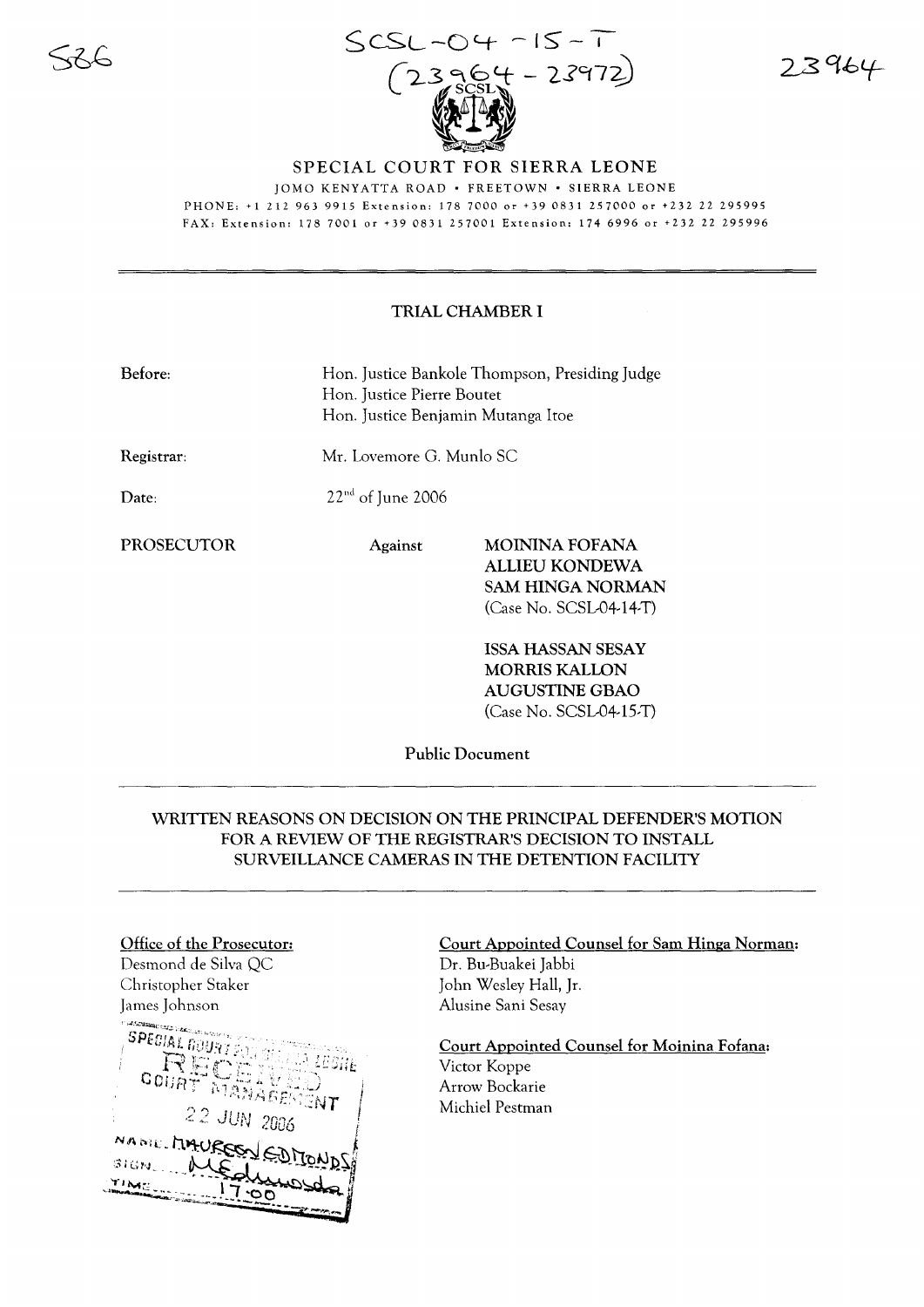586

SCSL-04-15-T
(23964 - 23972)

23964

# SPECIAL COURT FOR SIERRA LEONE

JOMO KENYATTA ROAD • FREETOWN • SIERRA LEONE
PHONE: +1 212 963 9915 Extension: 178 7000 or +39 0831 257000 or +232 22 295995
FAX: Extension: 178 7001 or +39 0831 257001 Extension: 174 6996 or +232 22 295996

## TRIAL CHAMBER I

Before: Hon. Justice Bankole Thompson, Presiding Judge
Hon. Justice Pierre Boutet
Hon. Justice Benjamin Mutanga Itoe

Registrar: Mr. Lovemore G. Munlo SC

Date: 22[nd] of June 2006

PROSECUTOR Against MOININA FOFANA
ALLIEU KONDEWA
SAM HINGA NORMAN
(Case No. SCSL-04-14-T)

ISSA HASSAN SESAY
MORRIS KALLON
AUGUSTINE GBAO
(Case No. SCSL-04-15-T)

Public Document

## WRITTEN REASONS ON DECISION ON THE PRINCIPAL DEFENDER'S MOTION FOR A REVIEW OF THE REGISTRAR'S DECISION TO INSTALL SURVEILLANCE CAMERAS IN THE DETENTION FACILITY

Office of the Prosecutor:
Desmond de Silva QC
Christopher Staker
James Johnson

SPECIAL COURT FOR SIERRA LEONE
RECEIVED
COURT MANAGEMENT
22 JUN 2006
NAME: MAUREEN EDMONDS
SIGN: [signature]
TIME: 17:00

Court Appointed Counsel for Sam Hinga Norman:
Dr. Bu-Buakei Jabbi
John Wesley Hall, Jr.
Alusine Sani Sesay

Court Appointed Counsel for Moinina Fofana:
Victor Koppe
Arrow Bockarie
Michiel Pestman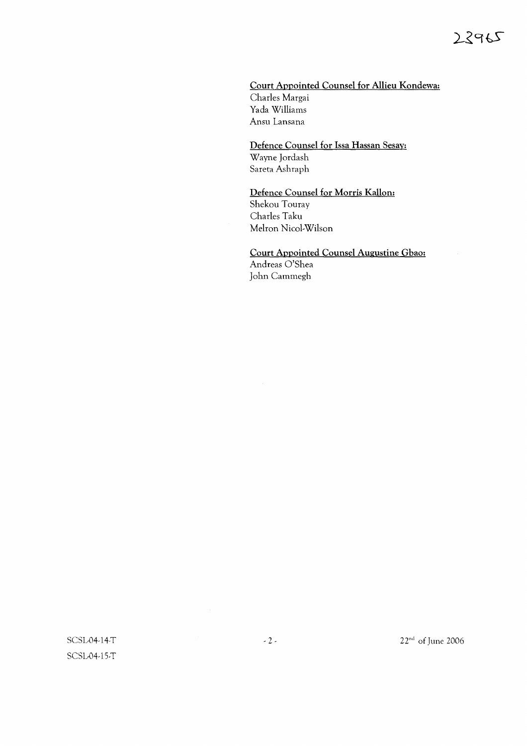<u>Court Appointed Counsel for Allieu Kondewa:</u>
Charles Margai
Yada Williams
Ansu Lansana

<u>Defence Counsel for Issa Hassan Sesay:</u>
Wayne Jordash
Sareta Ashraph

<u>Defence Counsel for Morris Kallon:</u>
Shekou Touray
Charles Taku
Melron Nicol-Wilson

<u>Court Appointed Counsel Augustine Gbao:</u>
Andreas O'Shea
John Cammegh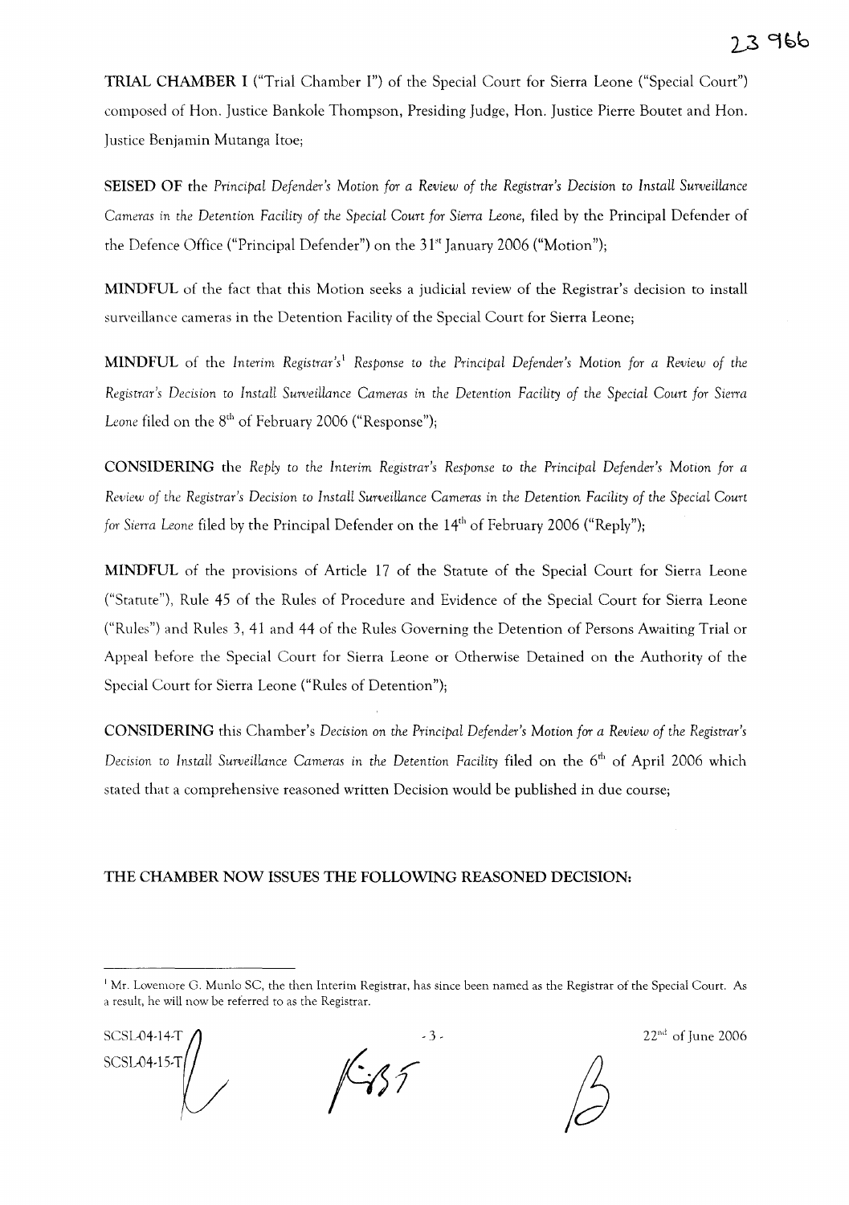**TRIAL CHAMBER I** ("Trial Chamber I") of the Special Court for Sierra Leone ("Special Court") composed of Hon. Justice Bankole Thompson, Presiding Judge, Hon. Justice Pierre Boutet and Hon. Justice Benjamin Mutanga Itoe;

**SEISED OF** the *Principal Defender's Motion for a Review of the Registrar's Decision to Install Surveillance Cameras in the Detention Facility of the Special Court for Sierra Leone*, filed by the Principal Defender of the Defence Office ("Principal Defender") on the 31st January 2006 ("Motion");

**MINDFUL** of the fact that this Motion seeks a judicial review of the Registrar's decision to install surveillance cameras in the Detention Facility of the Special Court for Sierra Leone;

**MINDFUL** of the *Interim Registrar's*[1] *Response to the Principal Defender's Motion for a Review of the Registrar's Decision to Install Surveillance Cameras in the Detention Facility of the Special Court for Sierra Leone* filed on the 8th of February 2006 ("Response");

**CONSIDERING** the *Reply to the Interim Registrar's Response to the Principal Defender's Motion for a Review of the Registrar's Decision to Install Surveillance Cameras in the Detention Facility of the Special Court for Sierra Leone* filed by the Principal Defender on the 14th of February 2006 ("Reply");

**MINDFUL** of the provisions of Article 17 of the Statute of the Special Court for Sierra Leone ("Statute"), Rule 45 of the Rules of Procedure and Evidence of the Special Court for Sierra Leone ("Rules") and Rules 3, 41 and 44 of the Rules Governing the Detention of Persons Awaiting Trial or Appeal before the Special Court for Sierra Leone or Otherwise Detained on the Authority of the Special Court for Sierra Leone ("Rules of Detention");

**CONSIDERING** this Chamber's *Decision on the Principal Defender's Motion for a Review of the Registrar's Decision to Install Surveillance Cameras in the Detention Facility* filed on the 6th of April 2006 which stated that a comprehensive reasoned written Decision would be published in due course;

**THE CHAMBER NOW ISSUES THE FOLLOWING REASONED DECISION:**

---

[1] Mr. Lovemore G. Munlo SC, the then Interim Registrar, has since been named as the Registrar of the Special Court. As a result, he will now be referred to as the Registrar.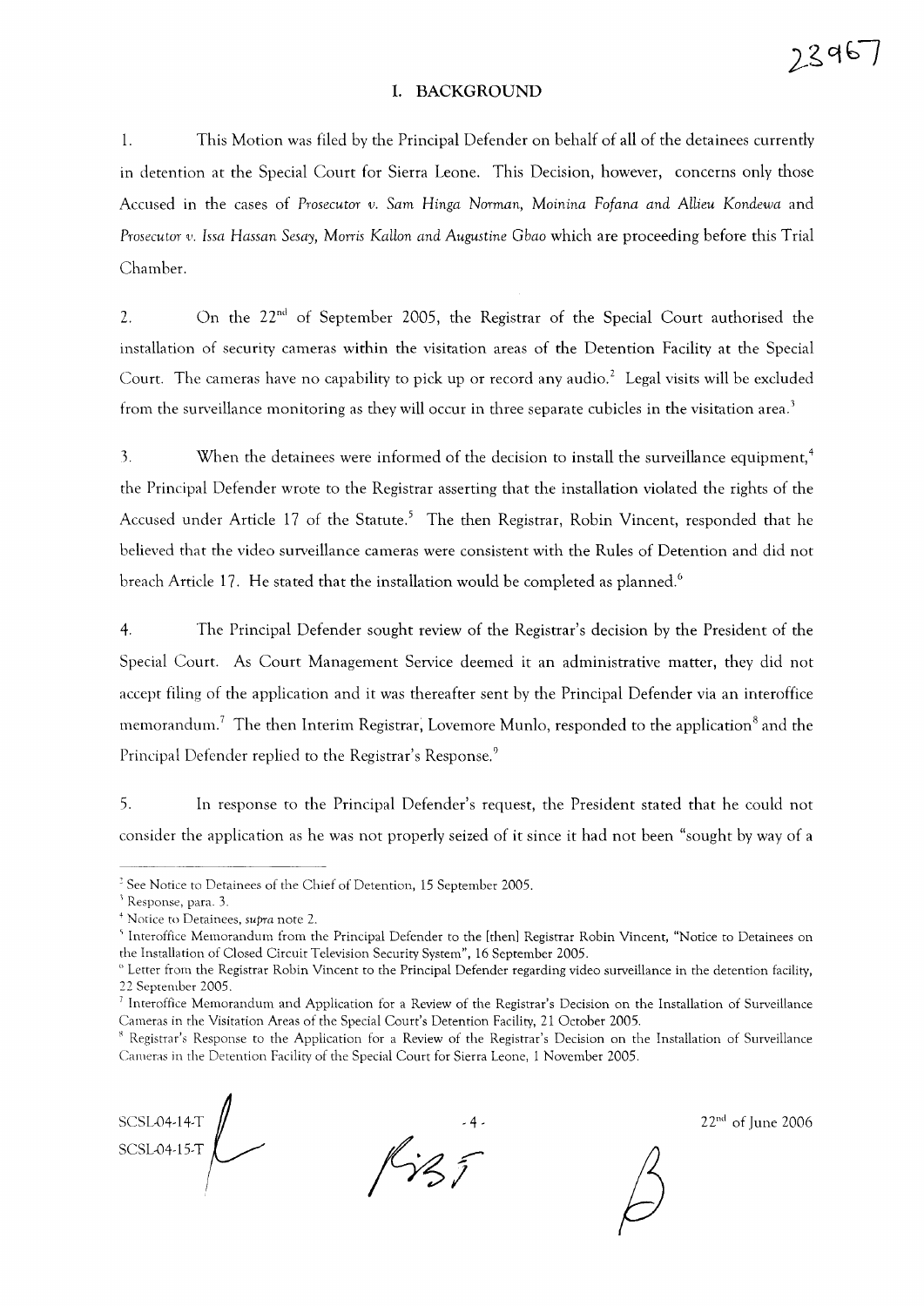## I. BACKGROUND

1. This Motion was filed by the Principal Defender on behalf of all of the detainees currently in detention at the Special Court for Sierra Leone. This Decision, however, concerns only those Accused in the cases of *Prosecutor v. Sam Hinga Norman, Moinina Fofana and Allieu Kondewa* and *Prosecutor v. Issa Hassan Sesay, Morris Kallon and Augustine Gbao* which are proceeding before this Trial Chamber.

2. On the 22nd of September 2005, the Registrar of the Special Court authorised the installation of security cameras within the visitation areas of the Detention Facility at the Special Court. The cameras have no capability to pick up or record any audio.[2] Legal visits will be excluded from the surveillance monitoring as they will occur in three separate cubicles in the visitation area.[3]

3. When the detainees were informed of the decision to install the surveillance equipment,[4] the Principal Defender wrote to the Registrar asserting that the installation violated the rights of the Accused under Article 17 of the Statute.[5] The then Registrar, Robin Vincent, responded that he believed that the video surveillance cameras were consistent with the Rules of Detention and did not breach Article 17. He stated that the installation would be completed as planned.[6]

4. The Principal Defender sought review of the Registrar's decision by the President of the Special Court. As Court Management Service deemed it an administrative matter, they did not accept filing of the application and it was thereafter sent by the Principal Defender via an interoffice memorandum.[7] The then Interim Registrar, Lovemore Munlo, responded to the application[8] and the Principal Defender replied to the Registrar's Response.[9]

5. In response to the Principal Defender's request, the President stated that he could not consider the application as he was not properly seized of it since it had not been "sought by way of a

---

[2] See Notice to Detainees of the Chief of Detention, 15 September 2005.

[3] Response, para. 3.

[4] Notice to Detainees, *supra* note 2.

[5] Interoffice Memorandum from the Principal Defender to the [then] Registrar Robin Vincent, "Notice to Detainees on the Installation of Closed Circuit Television Security System", 16 September 2005.

[6] Letter from the Registrar Robin Vincent to the Principal Defender regarding video surveillance in the detention facility, 22 September 2005.

[7] Interoffice Memorandum and Application for a Review of the Registrar's Decision on the Installation of Surveillance Cameras in the Visitation Areas of the Special Court's Detention Facility, 21 October 2005.

[8] Registrar's Response to the Application for a Review of the Registrar's Decision on the Installation of Surveillance Cameras in the Detention Facility of the Special Court for Sierra Leone, 1 November 2005.

SCSL-04-14-T
SCSL-04-15-T

22nd of June 2006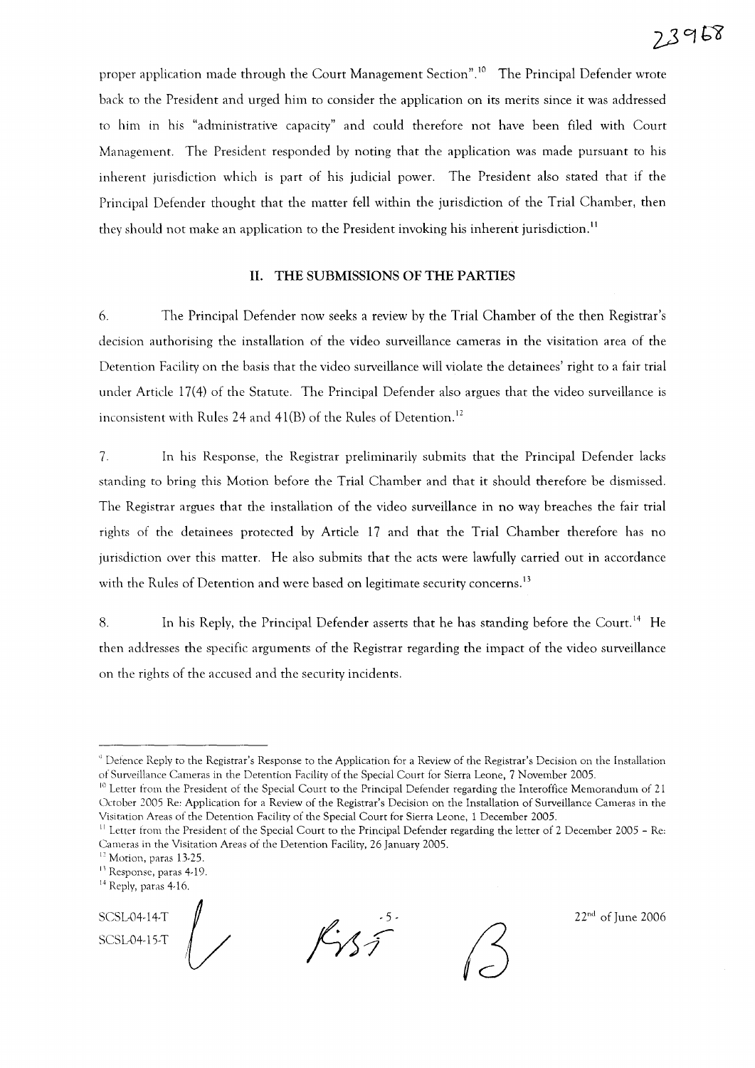proper application made through the Court Management Section".[10] The Principal Defender wrote back to the President and urged him to consider the application on its merits since it was addressed to him in his "administrative capacity" and could therefore not have been filed with Court Management. The President responded by noting that the application was made pursuant to his inherent jurisdiction which is part of his judicial power. The President also stated that if the Principal Defender thought that the matter fell within the jurisdiction of the Trial Chamber, then they should not make an application to the President invoking his inherent jurisdiction.[11]

## II. THE SUBMISSIONS OF THE PARTIES

6. The Principal Defender now seeks a review by the Trial Chamber of the then Registrar's decision authorising the installation of the video surveillance cameras in the visitation area of the Detention Facility on the basis that the video surveillance will violate the detainees' right to a fair trial under Article 17(4) of the Statute. The Principal Defender also argues that the video surveillance is inconsistent with Rules 24 and 41(B) of the Rules of Detention.[12]

7. In his Response, the Registrar preliminarily submits that the Principal Defender lacks standing to bring this Motion before the Trial Chamber and that it should therefore be dismissed. The Registrar argues that the installation of the video surveillance in no way breaches the fair trial rights of the detainees protected by Article 17 and that the Trial Chamber therefore has no jurisdiction over this matter. He also submits that the acts were lawfully carried out in accordance with the Rules of Detention and were based on legitimate security concerns.[13]

8. In his Reply, the Principal Defender asserts that he has standing before the Court.[14] He then addresses the specific arguments of the Registrar regarding the impact of the video surveillance on the rights of the accused and the security incidents.

---

[9] Defence Reply to the Registrar's Response to the Application for a Review of the Registrar's Decision on the Installation of Surveillance Cameras in the Detention Facility of the Special Court for Sierra Leone, 7 November 2005.

[10] Letter from the President of the Special Court to the Principal Defender regarding the Interoffice Memorandum of 21 October 2005 Re: Application for a Review of the Registrar's Decision on the Installation of Surveillance Cameras in the Visitation Areas of the Detention Facility of the Special Court for Sierra Leone, 1 December 2005.

[11] Letter from the President of the Special Court to the Principal Defender regarding the letter of 2 December 2005 – Re: Cameras in the Visitation Areas of the Detention Facility, 26 January 2005.

[12] Motion, paras 13-25.

[13] Response, paras 4-19.

[14] Reply, paras 4-16.

SCSL-04-14-T
SCSL-04-15-T

22nd of June 2006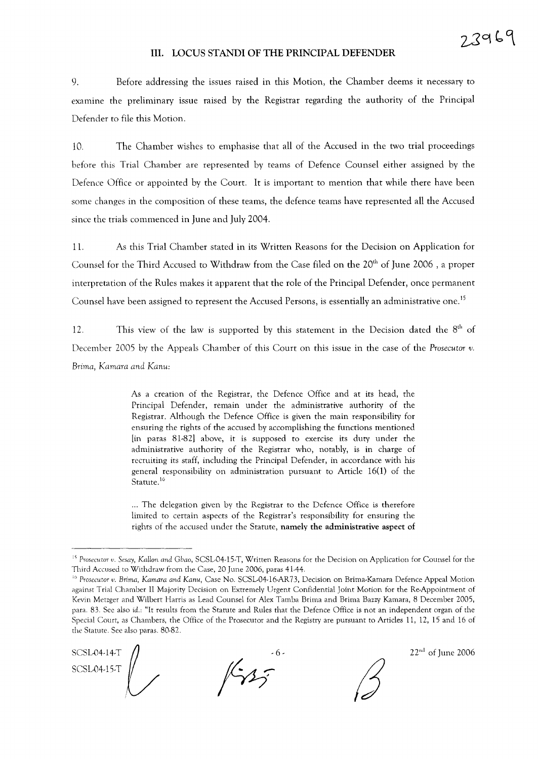## III. LOCUS STANDI OF THE PRINCIPAL DEFENDER

9. Before addressing the issues raised in this Motion, the Chamber deems it necessary to examine the preliminary issue raised by the Registrar regarding the authority of the Principal Defender to file this Motion.

10. The Chamber wishes to emphasise that all of the Accused in the two trial proceedings before this Trial Chamber are represented by teams of Defence Counsel either assigned by the Defence Office or appointed by the Court. It is important to mention that while there have been some changes in the composition of these teams, the defence teams have represented all the Accused since the trials commenced in June and July 2004.

11. As this Trial Chamber stated in its Written Reasons for the Decision on Application for Counsel for the Third Accused to Withdraw from the Case filed on the 20th of June 2006 , a proper interpretation of the Rules makes it apparent that the role of the Principal Defender, once permanent Counsel have been assigned to represent the Accused Persons, is essentially an administrative one.[15]

12. This view of the law is supported by this statement in the Decision dated the 8th of December 2005 by the Appeals Chamber of this Court on this issue in the case of the *Prosecutor v. Brima, Kamara and Kanu*:

> As a creation of the Registrar, the Defence Office and at its head, the Principal Defender, remain under the administrative authority of the Registrar. Although the Defence Office is given the main responsibility for ensuring the rights of the accused by accomplishing the functions mentioned [in paras 81-82] above, it is supposed to exercise its duty under the administrative authority of the Registrar who, notably, is in charge of recruiting its staff, including the Principal Defender, in accordance with his general responsibility on administration pursuant to Article 16(1) of the Statute.[16]
>
> ... The delegation given by the Registrar to the Defence Office is therefore limited to certain aspects of the Registrar's responsibility for ensuring the rights of the accused under the Statute, **namely the administrative aspect of**

---

[15] *Prosecutor v. Sesay, Kallon and Gbao*, SCSL-04-15-T, Written Reasons for the Decision on Application for Counsel for the Third Accused to Withdraw from the Case, 20 June 2006, paras 41-44.

[16] *Prosecutor v. Brima, Kamara and Kanu*, Case No. SCSL-04-16-AR73, Decision on Brima-Kamara Defence Appeal Motion against Trial Chamber II Majority Decision on Extremely Urgent Confidential Joint Motion for the Re-Appointment of Kevin Metzger and Wilbert Harris as Lead Counsel for Alex Tamba Brima and Brima Bazzy Kamara, 8 December 2005, para. 83. See also *id.*: "It results from the Statute and Rules that the Defence Office is not an independent organ of the Special Court, as Chambers, the Office of the Prosecutor and the Registry are pursuant to Articles 11, 12, 15 and 16 of the Statute. See also paras. 80-82.

SCSL-04-14-T
SCSL-04-15-T

22nd of June 2006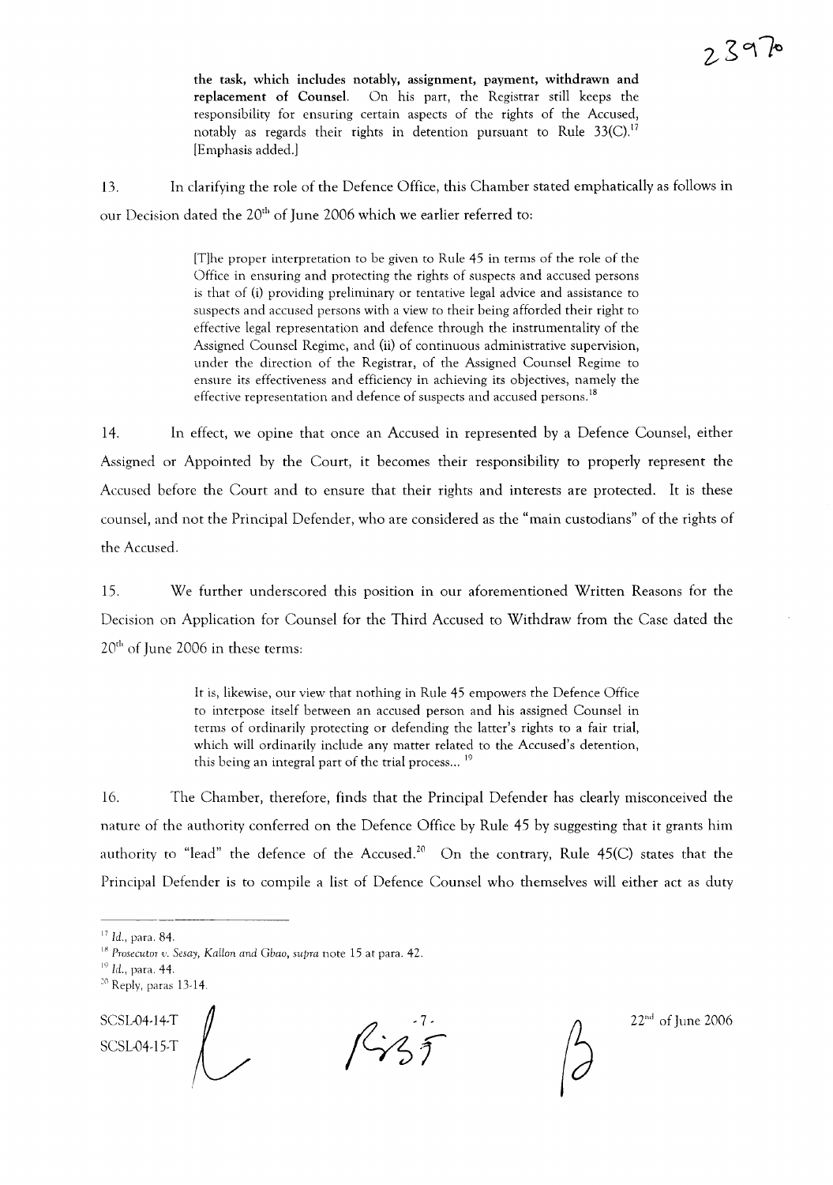> **the task, which includes notably, assignment, payment, withdrawn and replacement of Counsel.** On his part, the Registrar still keeps the responsibility for ensuring certain aspects of the rights of the Accused, notably as regards their rights in detention pursuant to Rule 33(C).[17] [Emphasis added.]

13. In clarifying the role of the Defence Office, this Chamber stated emphatically as follows in our Decision dated the 20th of June 2006 which we earlier referred to:

> [T]he proper interpretation to be given to Rule 45 in terms of the role of the Office in ensuring and protecting the rights of suspects and accused persons is that of (i) providing preliminary or tentative legal advice and assistance to suspects and accused persons with a view to their being afforded their right to effective legal representation and defence through the instrumentality of the Assigned Counsel Regime, and (ii) of continuous administrative supervision, under the direction of the Registrar, of the Assigned Counsel Regime to ensure its effectiveness and efficiency in achieving its objectives, namely the effective representation and defence of suspects and accused persons.[18]

14. In effect, we opine that once an Accused in represented by a Defence Counsel, either Assigned or Appointed by the Court, it becomes their responsibility to properly represent the Accused before the Court and to ensure that their rights and interests are protected. It is these counsel, and not the Principal Defender, who are considered as the "main custodians" of the rights of the Accused.

15. We further underscored this position in our aforementioned Written Reasons for the Decision on Application for Counsel for the Third Accused to Withdraw from the Case dated the 20th of June 2006 in these terms:

> It is, likewise, our view that nothing in Rule 45 empowers the Defence Office to interpose itself between an accused person and his assigned Counsel in terms of ordinarily protecting or defending the latter's rights to a fair trial, which will ordinarily include any matter related to the Accused's detention, this being an integral part of the trial process...[19]

16. The Chamber, therefore, finds that the Principal Defender has clearly misconceived the nature of the authority conferred on the Defence Office by Rule 45 by suggesting that it grants him authority to "lead" the defence of the Accused.[20] On the contrary, Rule 45(C) states that the Principal Defender is to compile a list of Defence Counsel who themselves will either act as duty

---

[17] *Id.*, para. 84.

[18] *Prosecutor v. Sesay, Kallon and Gbao*, *supra* note 15 at para. 42.

[19] *Id.*, para. 44.

[20] Reply, paras 13-14.

SCSL-04-14-T
SCSL-04-15-T

22nd of June 2006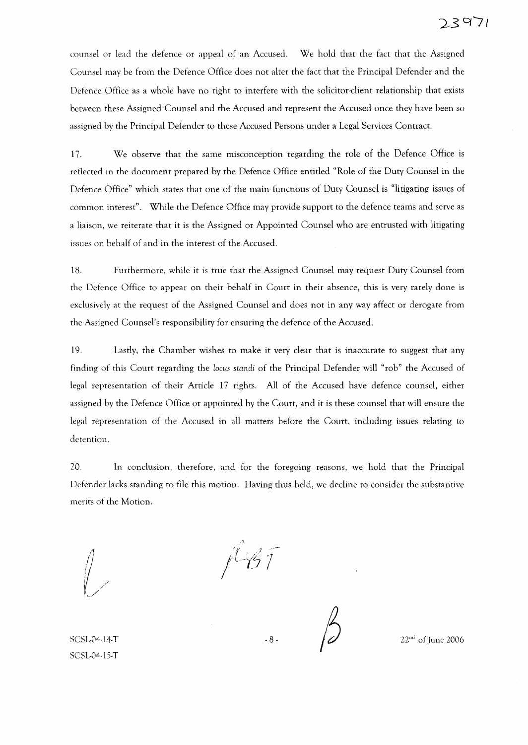counsel or lead the defence or appeal of an Accused. We hold that the fact that the Assigned Counsel may be from the Defence Office does not alter the fact that the Principal Defender and the Defence Office as a whole have no right to interfere with the solicitor-client relationship that exists between these Assigned Counsel and the Accused and represent the Accused once they have been so assigned by the Principal Defender to these Accused Persons under a Legal Services Contract.

17. We observe that the same misconception regarding the role of the Defence Office is reflected in the document prepared by the Defence Office entitled "Role of the Duty Counsel in the Defence Office" which states that one of the main functions of Duty Counsel is "litigating issues of common interest". While the Defence Office may provide support to the defence teams and serve as a liaison, we reiterate that it is the Assigned or Appointed Counsel who are entrusted with litigating issues on behalf of and in the interest of the Accused.

18. Furthermore, while it is true that the Assigned Counsel may request Duty Counsel from the Defence Office to appear on their behalf in Court in their absence, this is very rarely done is exclusively at the request of the Assigned Counsel and does not in any way affect or derogate from the Assigned Counsel's responsibility for ensuring the defence of the Accused.

19. Lastly, the Chamber wishes to make it very clear that is inaccurate to suggest that any finding of this Court regarding the *locus standi* of the Principal Defender will "rob" the Accused of legal representation of their Article 17 rights. All of the Accused have defence counsel, either assigned by the Defence Office or appointed by the Court, and it is these counsel that will ensure the legal representation of the Accused in all matters before the Court, including issues relating to detention.

20. In conclusion, therefore, and for the foregoing reasons, we hold that the Principal Defender lacks standing to file this motion. Having thus held, we decline to consider the substantive merits of the Motion.

SCSL-04-14-T
SCSL-04-15-T

22nd of June 2006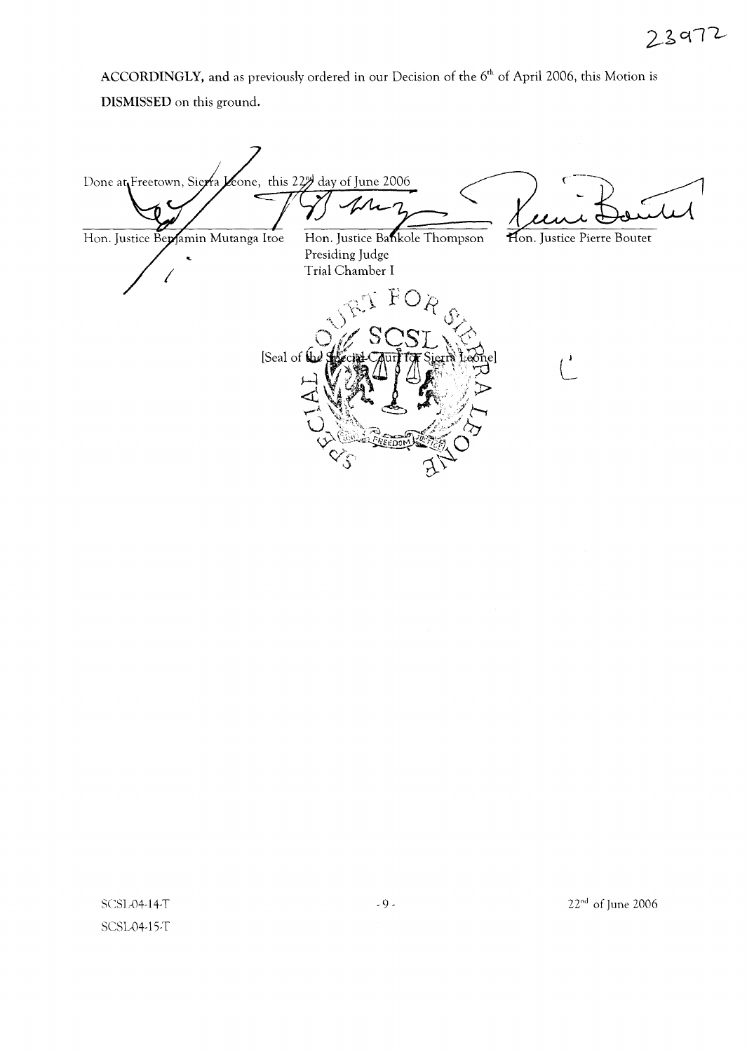**ACCORDINGLY**, and as previously ordered in our Decision of the 6th of April 2006, this Motion is **DISMISSED** on this ground.

Done at Freetown, Sierra Leone, this 22nd day of June 2006

Hon. Justice Benjamin Mutanga Itoe

Hon. Justice Bankole Thompson
Presiding Judge
Trial Chamber I

Hon. Justice Pierre Boutet

[Seal of the Special Court for Sierra Leone]

SCSL-04-14-T
SCSL-04-15-T

22nd of June 2006